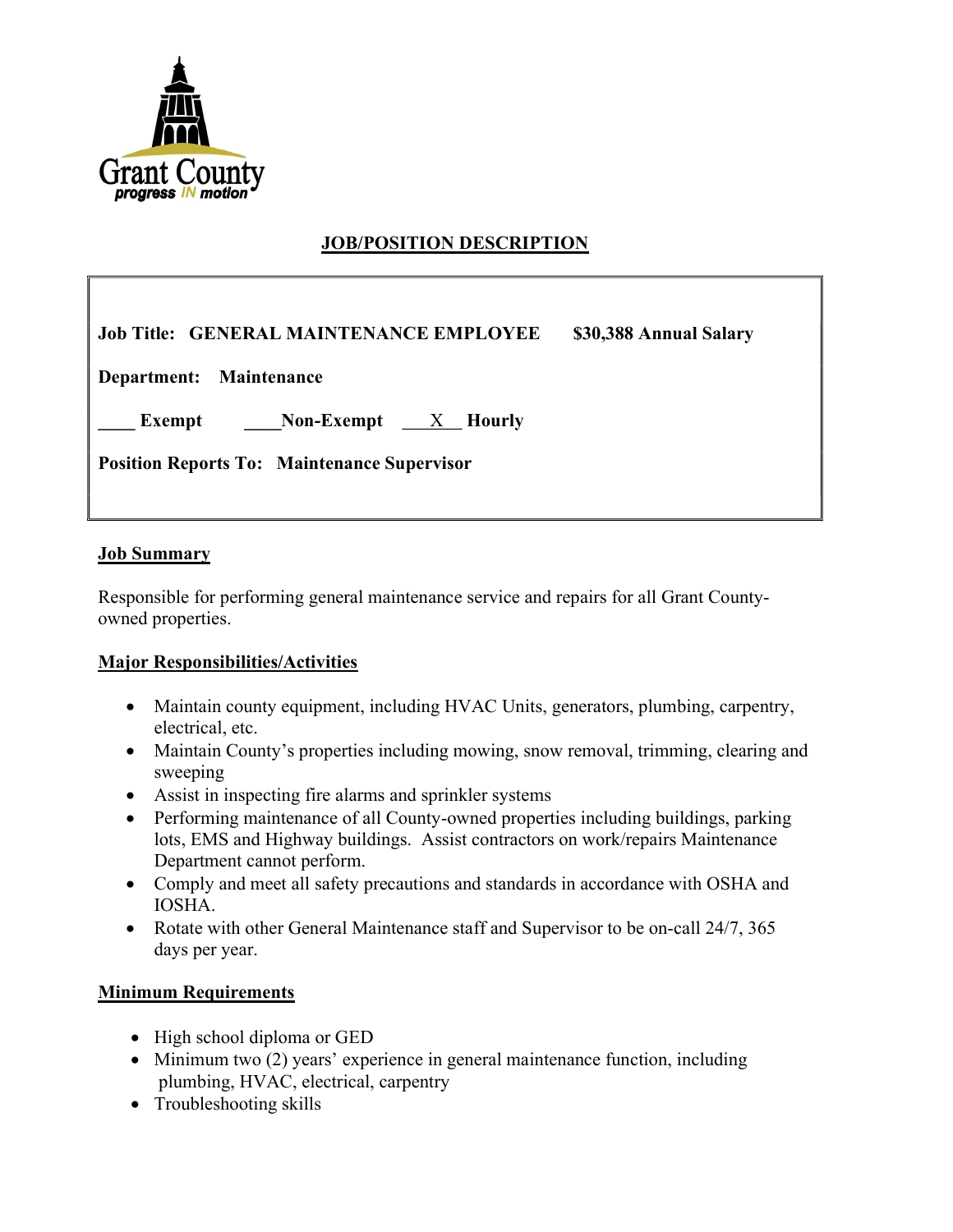Grant County
*progress IN motion*

# JOB/POSITION DESCRIPTION

**Job Title: GENERAL MAINTENANCE EMPLOYEE** **$30,388 Annual Salary**

**Department: Maintenance**

**____ Exempt** **____Non-Exempt** **__X__ Hourly**

**Position Reports To: Maintenance Supervisor**

## Job Summary

Responsible for performing general maintenance service and repairs for all Grant County-owned properties.

## Major Responsibilities/Activities

- Maintain county equipment, including HVAC Units, generators, plumbing, carpentry, electrical, etc.
- Maintain County's properties including mowing, snow removal, trimming, clearing and sweeping
- Assist in inspecting fire alarms and sprinkler systems
- Performing maintenance of all County-owned properties including buildings, parking lots, EMS and Highway buildings. Assist contractors on work/repairs Maintenance Department cannot perform.
- Comply and meet all safety precautions and standards in accordance with OSHA and IOSHA.
- Rotate with other General Maintenance staff and Supervisor to be on-call 24/7, 365 days per year.

## Minimum Requirements

- High school diploma or GED
- Minimum two (2) years' experience in general maintenance function, including plumbing, HVAC, electrical, carpentry
- Troubleshooting skills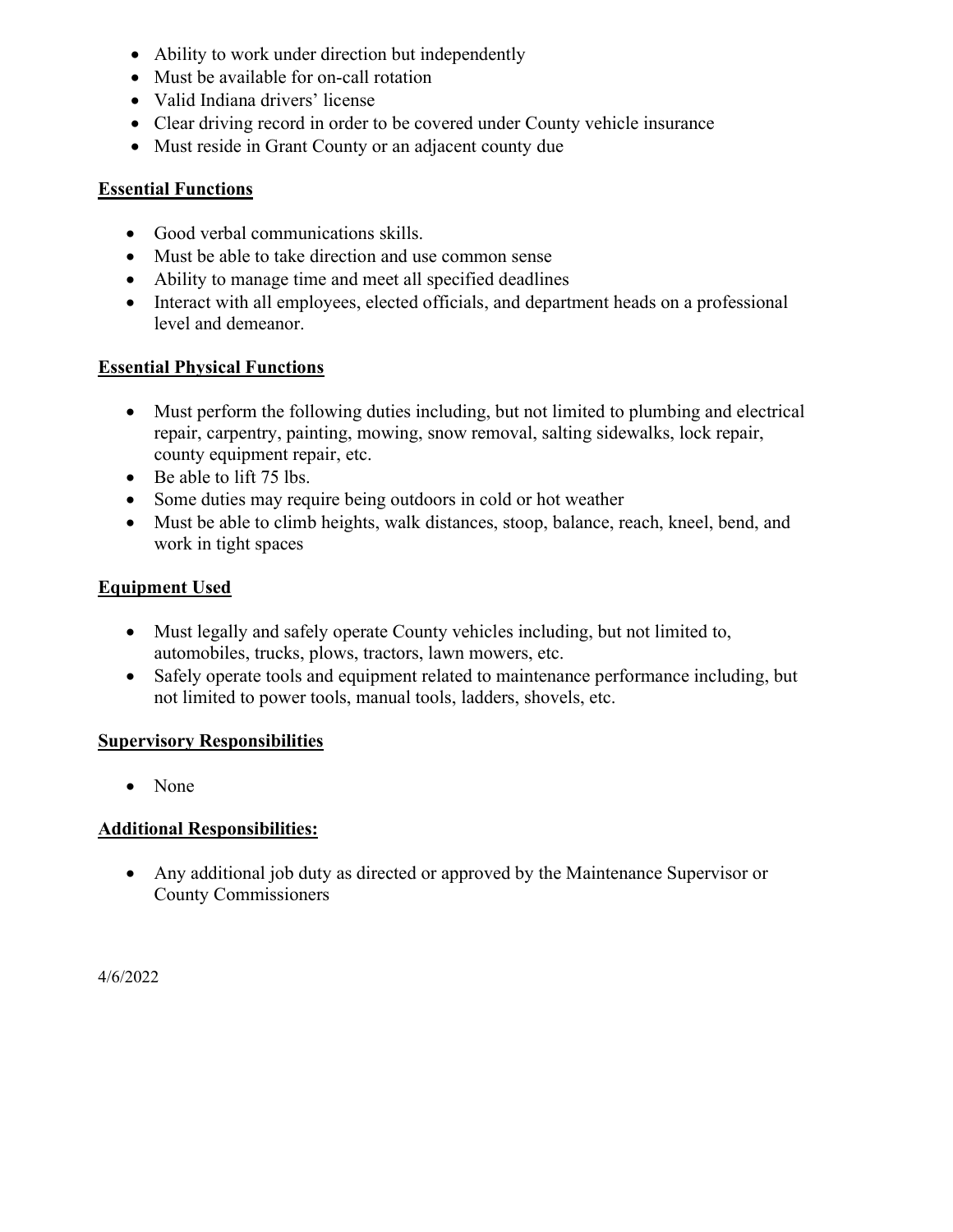- Ability to work under direction but independently
- Must be available for on-call rotation
- Valid Indiana drivers' license
- Clear driving record in order to be covered under County vehicle insurance
- Must reside in Grant County or an adjacent county due

**Essential Functions**

- Good verbal communications skills.
- Must be able to take direction and use common sense
- Ability to manage time and meet all specified deadlines
- Interact with all employees, elected officials, and department heads on a professional level and demeanor.

**Essential Physical Functions**

- Must perform the following duties including, but not limited to plumbing and electrical repair, carpentry, painting, mowing, snow removal, salting sidewalks, lock repair, county equipment repair, etc.
- Be able to lift 75 lbs.
- Some duties may require being outdoors in cold or hot weather
- Must be able to climb heights, walk distances, stoop, balance, reach, kneel, bend, and work in tight spaces

**Equipment Used**

- Must legally and safely operate County vehicles including, but not limited to, automobiles, trucks, plows, tractors, lawn mowers, etc.
- Safely operate tools and equipment related to maintenance performance including, but not limited to power tools, manual tools, ladders, shovels, etc.

**Supervisory Responsibilities**

- None

**Additional Responsibilities:**

- Any additional job duty as directed or approved by the Maintenance Supervisor or County Commissioners

4/6/2022